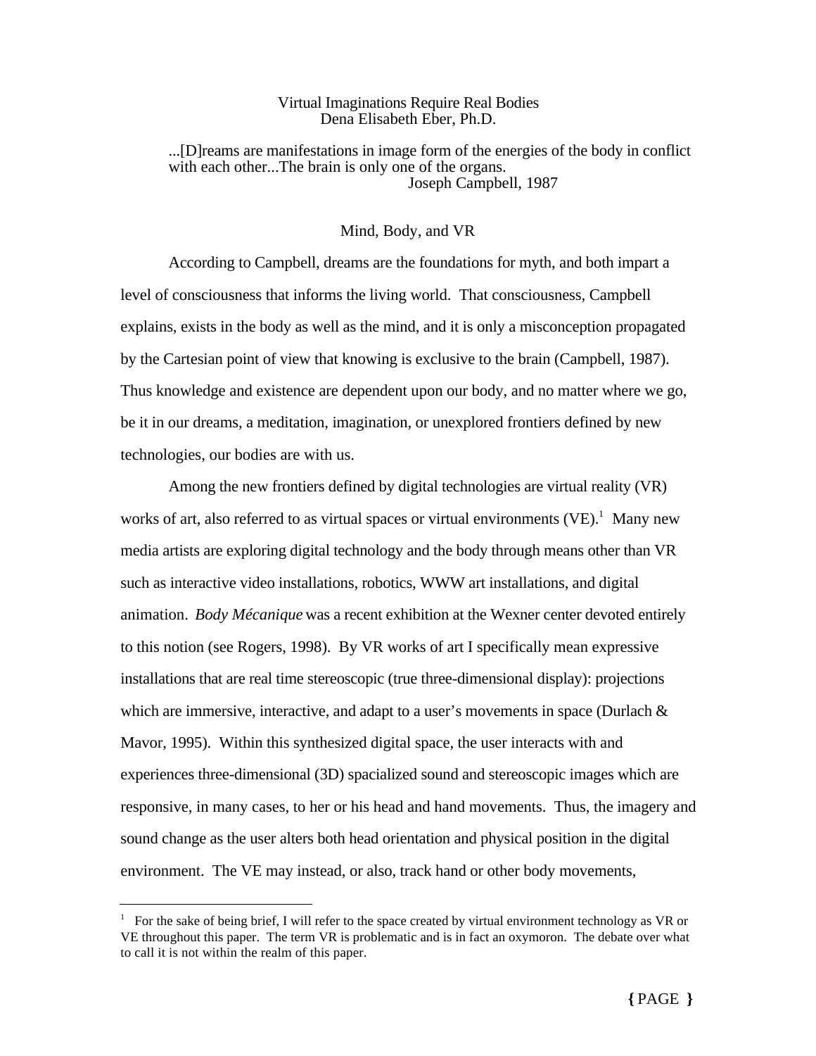# Virtual Imaginations Require Real Bodies

Dena Elisabeth Eber, Ph.D.

> ...[D]reams are manifestations in image form of the energies of the body in conflict with each other...The brain is only one of the organs.
>
> Joseph Campbell, 1987

## Mind, Body, and VR

According to Campbell, dreams are the foundations for myth, and both impart a level of consciousness that informs the living world. That consciousness, Campbell explains, exists in the body as well as the mind, and it is only a misconception propagated by the Cartesian point of view that knowing is exclusive to the brain (Campbell, 1987). Thus knowledge and existence are dependent upon our body, and no matter where we go, be it in our dreams, a meditation, imagination, or unexplored frontiers defined by new technologies, our bodies are with us.

Among the new frontiers defined by digital technologies are virtual reality (VR) works of art, also referred to as virtual spaces or virtual environments (VE).[1] Many new media artists are exploring digital technology and the body through means other than VR such as interactive video installations, robotics, WWW art installations, and digital animation. *Body Mécanique* was a recent exhibition at the Wexner center devoted entirely to this notion (see Rogers, 1998). By VR works of art I specifically mean expressive installations that are real time stereoscopic (true three-dimensional display): projections which are immersive, interactive, and adapt to a user's movements in space (Durlach & Mavor, 1995). Within this synthesized digital space, the user interacts with and experiences three-dimensional (3D) spacialized sound and stereoscopic images which are responsive, in many cases, to her or his head and hand movements. Thus, the imagery and sound change as the user alters both head orientation and physical position in the digital environment. The VE may instead, or also, track hand or other body movements,

[1] For the sake of being brief, I will refer to the space created by virtual environment technology as VR or VE throughout this paper. The term VR is problematic and is in fact an oxymoron. The debate over what to call it is not within the realm of this paper.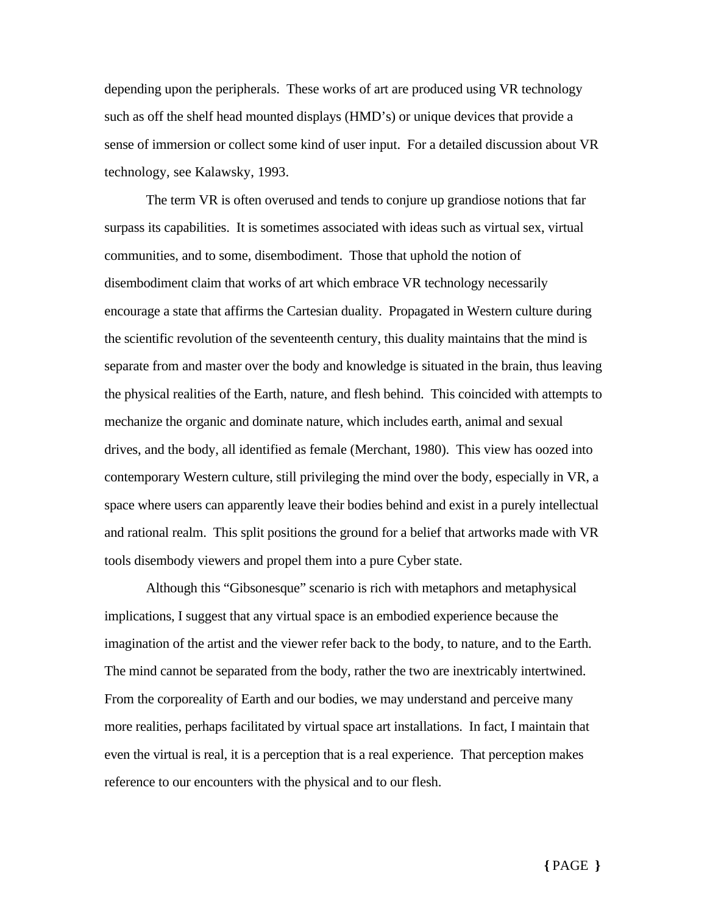depending upon the peripherals. These works of art are produced using VR technology such as off the shelf head mounted displays (HMD's) or unique devices that provide a sense of immersion or collect some kind of user input. For a detailed discussion about VR technology, see Kalawsky, 1993.

The term VR is often overused and tends to conjure up grandiose notions that far surpass its capabilities. It is sometimes associated with ideas such as virtual sex, virtual communities, and to some, disembodiment. Those that uphold the notion of disembodiment claim that works of art which embrace VR technology necessarily encourage a state that affirms the Cartesian duality. Propagated in Western culture during the scientific revolution of the seventeenth century, this duality maintains that the mind is separate from and master over the body and knowledge is situated in the brain, thus leaving the physical realities of the Earth, nature, and flesh behind. This coincided with attempts to mechanize the organic and dominate nature, which includes earth, animal and sexual drives, and the body, all identified as female (Merchant, 1980). This view has oozed into contemporary Western culture, still privileging the mind over the body, especially in VR, a space where users can apparently leave their bodies behind and exist in a purely intellectual and rational realm. This split positions the ground for a belief that artworks made with VR tools disembody viewers and propel them into a pure Cyber state.

Although this "Gibsonesque" scenario is rich with metaphors and metaphysical implications, I suggest that any virtual space is an embodied experience because the imagination of the artist and the viewer refer back to the body, to nature, and to the Earth. The mind cannot be separated from the body, rather the two are inextricably intertwined. From the corporeality of Earth and our bodies, we may understand and perceive many more realities, perhaps facilitated by virtual space art installations. In fact, I maintain that even the virtual is real, it is a perception that is a real experience. That perception makes reference to our encounters with the physical and to our flesh.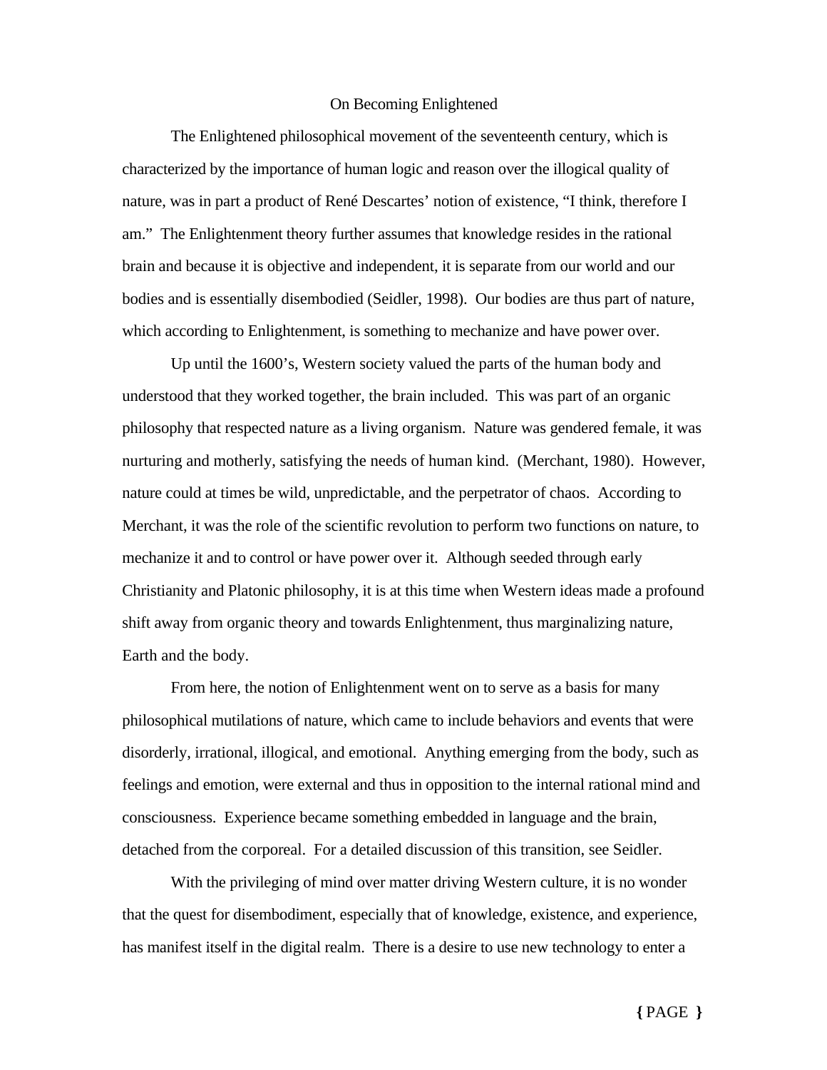On Becoming Enlightened

The Enlightened philosophical movement of the seventeenth century, which is characterized by the importance of human logic and reason over the illogical quality of nature, was in part a product of René Descartes' notion of existence, "I think, therefore I am." The Enlightenment theory further assumes that knowledge resides in the rational brain and because it is objective and independent, it is separate from our world and our bodies and is essentially disembodied (Seidler, 1998). Our bodies are thus part of nature, which according to Enlightenment, is something to mechanize and have power over.

Up until the 1600's, Western society valued the parts of the human body and understood that they worked together, the brain included. This was part of an organic philosophy that respected nature as a living organism. Nature was gendered female, it was nurturing and motherly, satisfying the needs of human kind. (Merchant, 1980). However, nature could at times be wild, unpredictable, and the perpetrator of chaos. According to Merchant, it was the role of the scientific revolution to perform two functions on nature, to mechanize it and to control or have power over it. Although seeded through early Christianity and Platonic philosophy, it is at this time when Western ideas made a profound shift away from organic theory and towards Enlightenment, thus marginalizing nature, Earth and the body.

From here, the notion of Enlightenment went on to serve as a basis for many philosophical mutilations of nature, which came to include behaviors and events that were disorderly, irrational, illogical, and emotional. Anything emerging from the body, such as feelings and emotion, were external and thus in opposition to the internal rational mind and consciousness. Experience became something embedded in language and the brain, detached from the corporeal. For a detailed discussion of this transition, see Seidler.

With the privileging of mind over matter driving Western culture, it is no wonder that the quest for disembodiment, especially that of knowledge, existence, and experience, has manifest itself in the digital realm. There is a desire to use new technology to enter a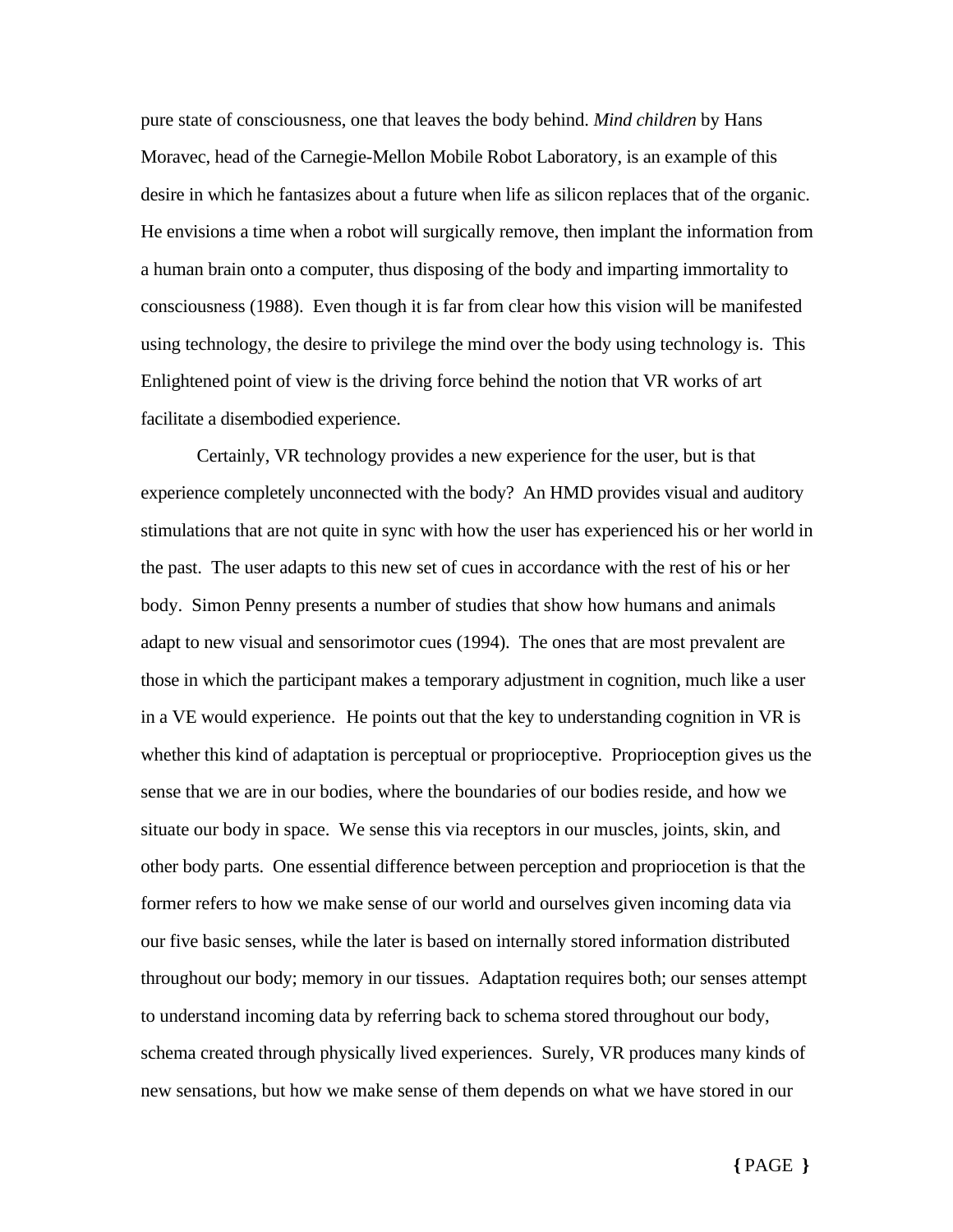pure state of consciousness, one that leaves the body behind. *Mind children* by Hans Moravec, head of the Carnegie-Mellon Mobile Robot Laboratory, is an example of this desire in which he fantasizes about a future when life as silicon replaces that of the organic. He envisions a time when a robot will surgically remove, then implant the information from a human brain onto a computer, thus disposing of the body and imparting immortality to consciousness (1988). Even though it is far from clear how this vision will be manifested using technology, the desire to privilege the mind over the body using technology is. This Enlightened point of view is the driving force behind the notion that VR works of art facilitate a disembodied experience.

Certainly, VR technology provides a new experience for the user, but is that experience completely unconnected with the body? An HMD provides visual and auditory stimulations that are not quite in sync with how the user has experienced his or her world in the past. The user adapts to this new set of cues in accordance with the rest of his or her body. Simon Penny presents a number of studies that show how humans and animals adapt to new visual and sensorimotor cues (1994). The ones that are most prevalent are those in which the participant makes a temporary adjustment in cognition, much like a user in a VE would experience. He points out that the key to understanding cognition in VR is whether this kind of adaptation is perceptual or proprioceptive. Proprioception gives us the sense that we are in our bodies, where the boundaries of our bodies reside, and how we situate our body in space. We sense this via receptors in our muscles, joints, skin, and other body parts. One essential difference between perception and propriocetion is that the former refers to how we make sense of our world and ourselves given incoming data via our five basic senses, while the later is based on internally stored information distributed throughout our body; memory in our tissues. Adaptation requires both; our senses attempt to understand incoming data by referring back to schema stored throughout our body, schema created through physically lived experiences. Surely, VR produces many kinds of new sensations, but how we make sense of them depends on what we have stored in our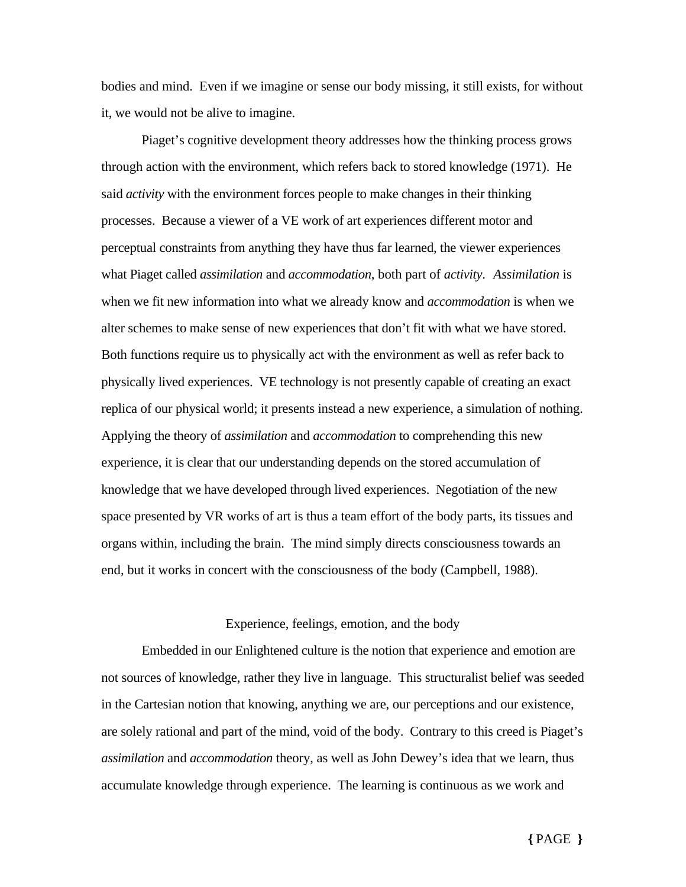bodies and mind. Even if we imagine or sense our body missing, it still exists, for without it, we would not be alive to imagine.

Piaget's cognitive development theory addresses how the thinking process grows through action with the environment, which refers back to stored knowledge (1971). He said *activity* with the environment forces people to make changes in their thinking processes. Because a viewer of a VE work of art experiences different motor and perceptual constraints from anything they have thus far learned, the viewer experiences what Piaget called *assimilation* and *accommodation*, both part of *activity*. *Assimilation* is when we fit new information into what we already know and *accommodation* is when we alter schemes to make sense of new experiences that don't fit with what we have stored. Both functions require us to physically act with the environment as well as refer back to physically lived experiences. VE technology is not presently capable of creating an exact replica of our physical world; it presents instead a new experience, a simulation of nothing. Applying the theory of *assimilation* and *accommodation* to comprehending this new experience, it is clear that our understanding depends on the stored accumulation of knowledge that we have developed through lived experiences. Negotiation of the new space presented by VR works of art is thus a team effort of the body parts, its tissues and organs within, including the brain. The mind simply directs consciousness towards an end, but it works in concert with the consciousness of the body (Campbell, 1988).

## Experience, feelings, emotion, and the body

Embedded in our Enlightened culture is the notion that experience and emotion are not sources of knowledge, rather they live in language. This structuralist belief was seeded in the Cartesian notion that knowing, anything we are, our perceptions and our existence, are solely rational and part of the mind, void of the body. Contrary to this creed is Piaget's *assimilation* and *accommodation* theory, as well as John Dewey's idea that we learn, thus accumulate knowledge through experience. The learning is continuous as we work and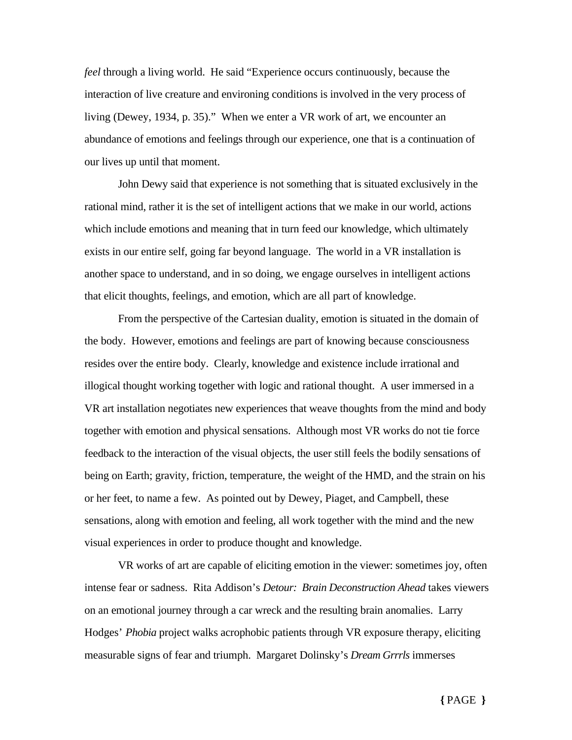*feel* through a living world. He said "Experience occurs continuously, because the interaction of live creature and environing conditions is involved in the very process of living (Dewey, 1934, p. 35)." When we enter a VR work of art, we encounter an abundance of emotions and feelings through our experience, one that is a continuation of our lives up until that moment.

John Dewy said that experience is not something that is situated exclusively in the rational mind, rather it is the set of intelligent actions that we make in our world, actions which include emotions and meaning that in turn feed our knowledge, which ultimately exists in our entire self, going far beyond language. The world in a VR installation is another space to understand, and in so doing, we engage ourselves in intelligent actions that elicit thoughts, feelings, and emotion, which are all part of knowledge.

From the perspective of the Cartesian duality, emotion is situated in the domain of the body. However, emotions and feelings are part of knowing because consciousness resides over the entire body. Clearly, knowledge and existence include irrational and illogical thought working together with logic and rational thought. A user immersed in a VR art installation negotiates new experiences that weave thoughts from the mind and body together with emotion and physical sensations. Although most VR works do not tie force feedback to the interaction of the visual objects, the user still feels the bodily sensations of being on Earth; gravity, friction, temperature, the weight of the HMD, and the strain on his or her feet, to name a few. As pointed out by Dewey, Piaget, and Campbell, these sensations, along with emotion and feeling, all work together with the mind and the new visual experiences in order to produce thought and knowledge.

VR works of art are capable of eliciting emotion in the viewer: sometimes joy, often intense fear or sadness. Rita Addison's *Detour: Brain Deconstruction Ahead* takes viewers on an emotional journey through a car wreck and the resulting brain anomalies. Larry Hodges' *Phobia* project walks acrophobic patients through VR exposure therapy, eliciting measurable signs of fear and triumph. Margaret Dolinsky's *Dream Grrrls* immerses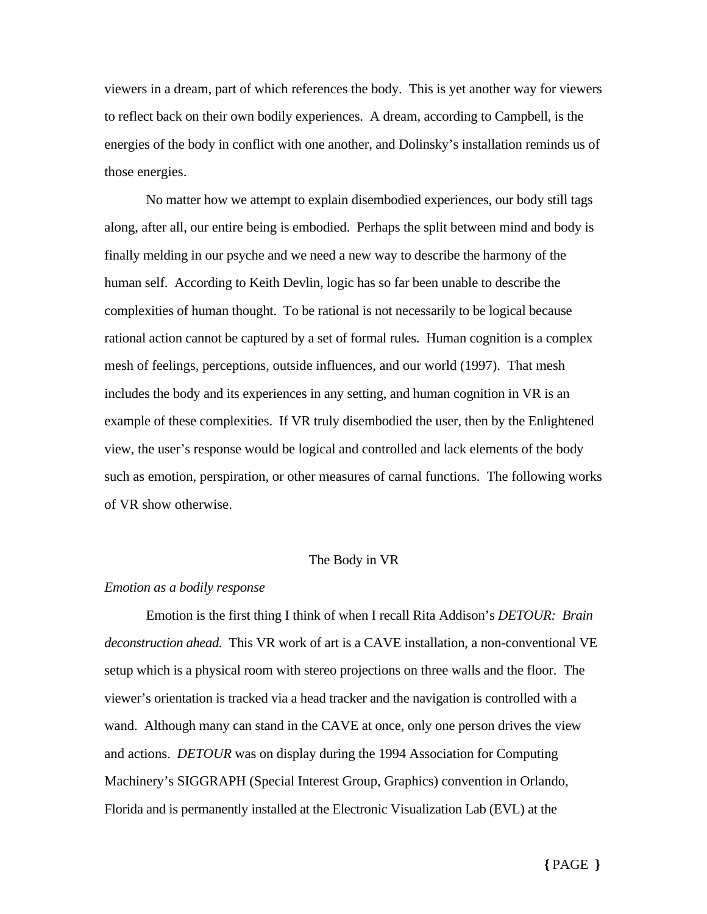viewers in a dream, part of which references the body. This is yet another way for viewers to reflect back on their own bodily experiences. A dream, according to Campbell, is the energies of the body in conflict with one another, and Dolinsky's installation reminds us of those energies.

No matter how we attempt to explain disembodied experiences, our body still tags along, after all, our entire being is embodied. Perhaps the split between mind and body is finally melding in our psyche and we need a new way to describe the harmony of the human self. According to Keith Devlin, logic has so far been unable to describe the complexities of human thought. To be rational is not necessarily to be logical because rational action cannot be captured by a set of formal rules. Human cognition is a complex mesh of feelings, perceptions, outside influences, and our world (1997). That mesh includes the body and its experiences in any setting, and human cognition in VR is an example of these complexities. If VR truly disembodied the user, then by the Enlightened view, the user's response would be logical and controlled and lack elements of the body such as emotion, perspiration, or other measures of carnal functions. The following works of VR show otherwise.

## The Body in VR

### *Emotion as a bodily response*

Emotion is the first thing I think of when I recall Rita Addison's *DETOUR: Brain deconstruction ahead.* This VR work of art is a CAVE installation, a non-conventional VE setup which is a physical room with stereo projections on three walls and the floor. The viewer's orientation is tracked via a head tracker and the navigation is controlled with a wand. Although many can stand in the CAVE at once, only one person drives the view and actions. *DETOUR* was on display during the 1994 Association for Computing Machinery's SIGGRAPH (Special Interest Group, Graphics) convention in Orlando, Florida and is permanently installed at the Electronic Visualization Lab (EVL) at the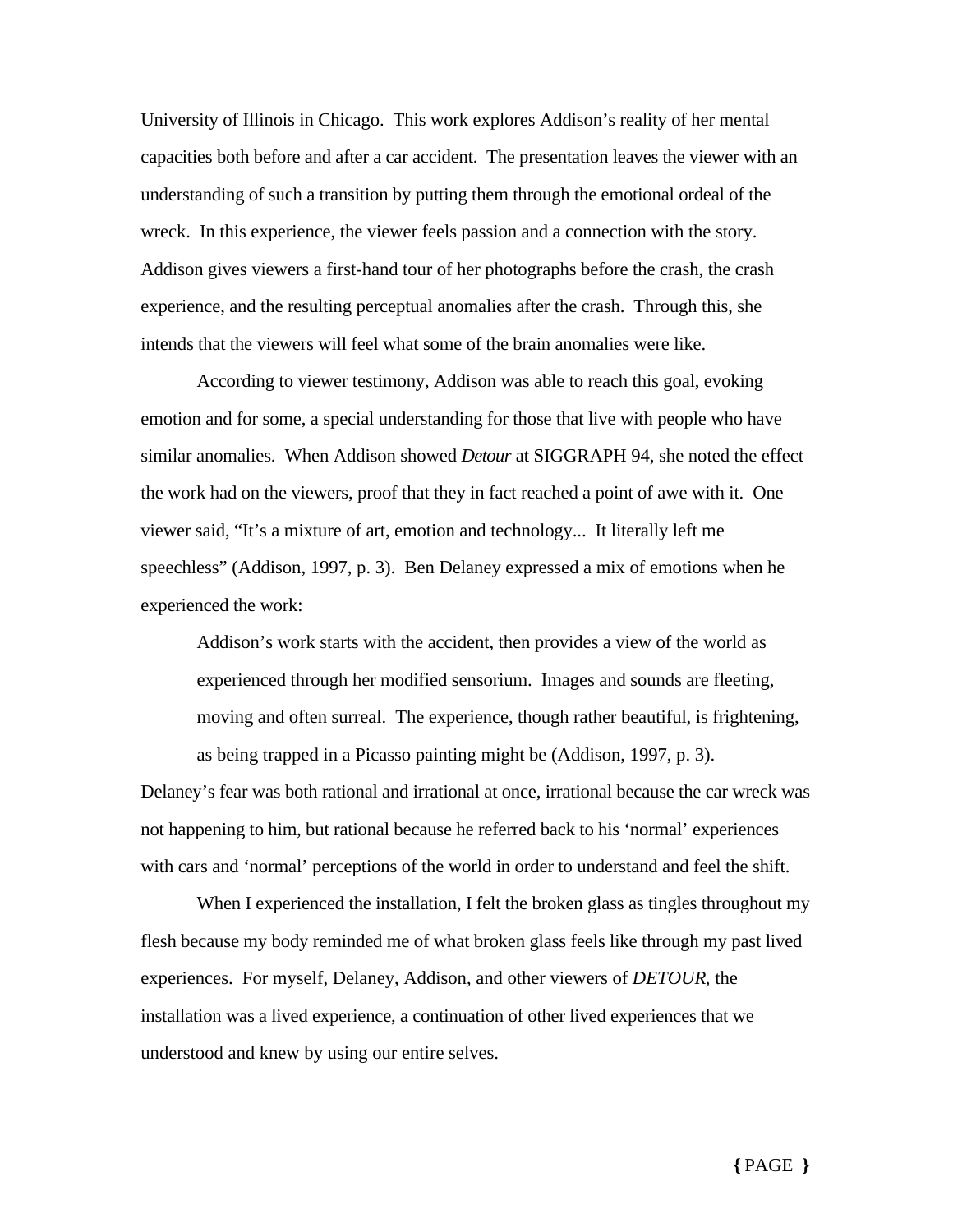University of Illinois in Chicago. This work explores Addison's reality of her mental capacities both before and after a car accident. The presentation leaves the viewer with an understanding of such a transition by putting them through the emotional ordeal of the wreck. In this experience, the viewer feels passion and a connection with the story. Addison gives viewers a first-hand tour of her photographs before the crash, the crash experience, and the resulting perceptual anomalies after the crash. Through this, she intends that the viewers will feel what some of the brain anomalies were like.

According to viewer testimony, Addison was able to reach this goal, evoking emotion and for some, a special understanding for those that live with people who have similar anomalies. When Addison showed *Detour* at SIGGRAPH 94, she noted the effect the work had on the viewers, proof that they in fact reached a point of awe with it. One viewer said, "It's a mixture of art, emotion and technology... It literally left me speechless" (Addison, 1997, p. 3). Ben Delaney expressed a mix of emotions when he experienced the work:

> Addison's work starts with the accident, then provides a view of the world as experienced through her modified sensorium. Images and sounds are fleeting, moving and often surreal. The experience, though rather beautiful, is frightening, as being trapped in a Picasso painting might be (Addison, 1997, p. 3).

Delaney's fear was both rational and irrational at once, irrational because the car wreck was not happening to him, but rational because he referred back to his 'normal' experiences with cars and 'normal' perceptions of the world in order to understand and feel the shift.

When I experienced the installation, I felt the broken glass as tingles throughout my flesh because my body reminded me of what broken glass feels like through my past lived experiences. For myself, Delaney, Addison, and other viewers of *DETOUR*, the installation was a lived experience, a continuation of other lived experiences that we understood and knew by using our entire selves.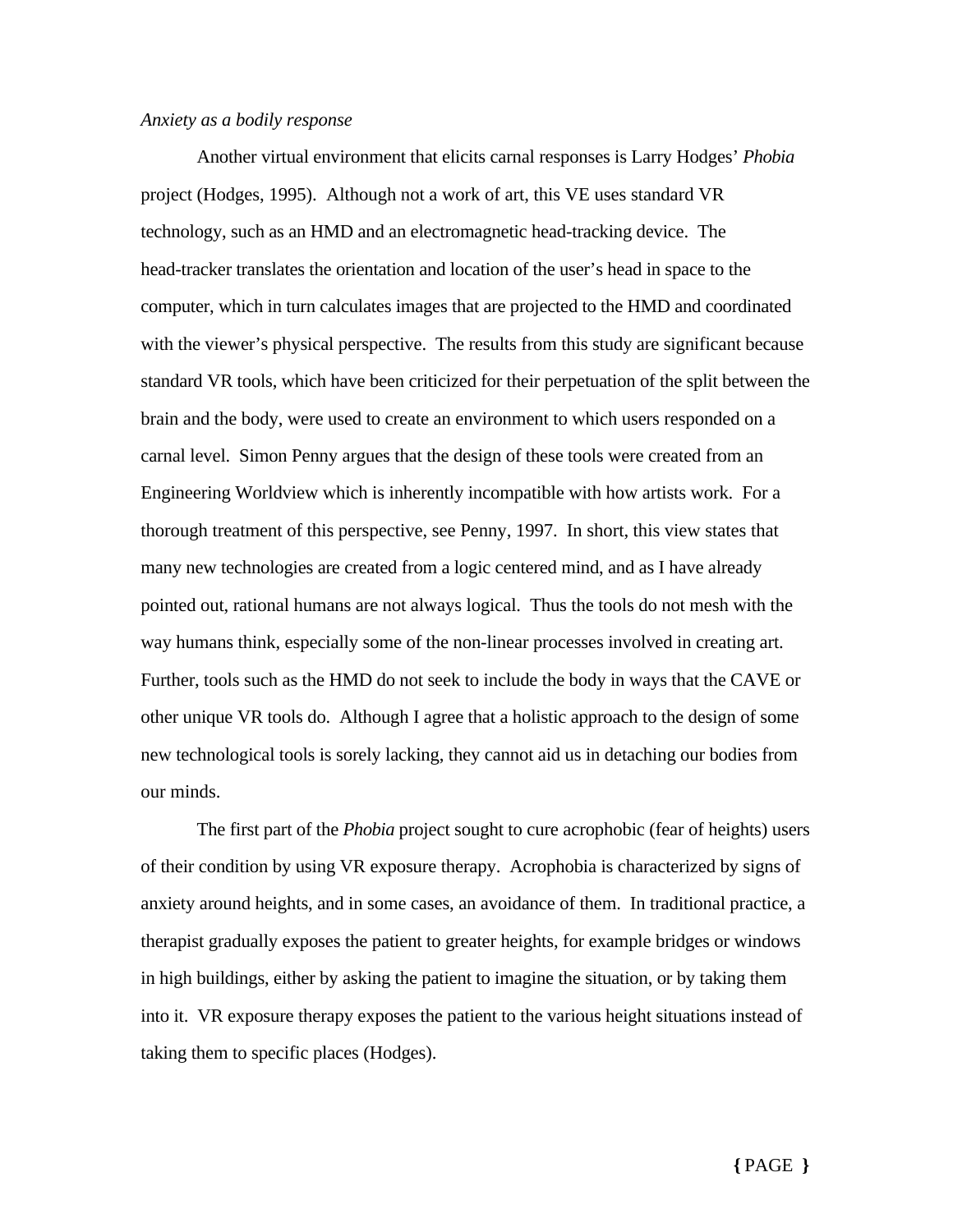*Anxiety as a bodily response*

Another virtual environment that elicits carnal responses is Larry Hodges' *Phobia* project (Hodges, 1995). Although not a work of art, this VE uses standard VR technology, such as an HMD and an electromagnetic head-tracking device. The head-tracker translates the orientation and location of the user's head in space to the computer, which in turn calculates images that are projected to the HMD and coordinated with the viewer's physical perspective. The results from this study are significant because standard VR tools, which have been criticized for their perpetuation of the split between the brain and the body, were used to create an environment to which users responded on a carnal level. Simon Penny argues that the design of these tools were created from an Engineering Worldview which is inherently incompatible with how artists work. For a thorough treatment of this perspective, see Penny, 1997. In short, this view states that many new technologies are created from a logic centered mind, and as I have already pointed out, rational humans are not always logical. Thus the tools do not mesh with the way humans think, especially some of the non-linear processes involved in creating art. Further, tools such as the HMD do not seek to include the body in ways that the CAVE or other unique VR tools do. Although I agree that a holistic approach to the design of some new technological tools is sorely lacking, they cannot aid us in detaching our bodies from our minds.

The first part of the *Phobia* project sought to cure acrophobic (fear of heights) users of their condition by using VR exposure therapy. Acrophobia is characterized by signs of anxiety around heights, and in some cases, an avoidance of them. In traditional practice, a therapist gradually exposes the patient to greater heights, for example bridges or windows in high buildings, either by asking the patient to imagine the situation, or by taking them into it. VR exposure therapy exposes the patient to the various height situations instead of taking them to specific places (Hodges).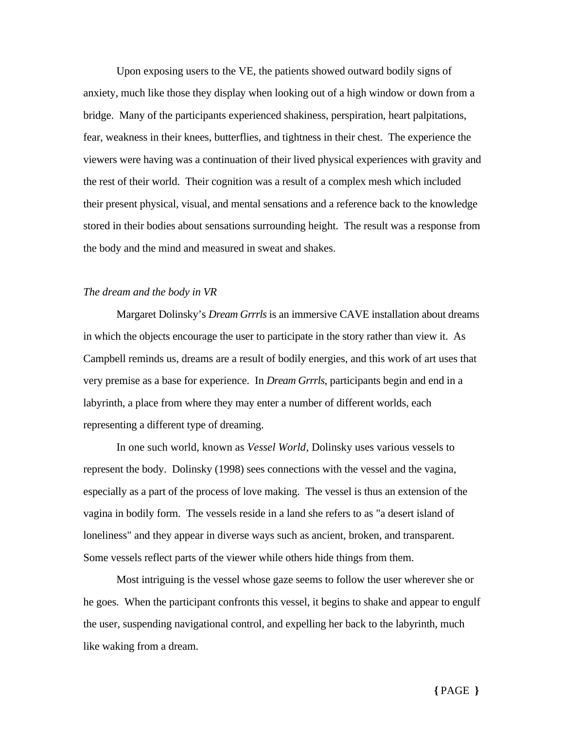Upon exposing users to the VE, the patients showed outward bodily signs of anxiety, much like those they display when looking out of a high window or down from a bridge. Many of the participants experienced shakiness, perspiration, heart palpitations, fear, weakness in their knees, butterflies, and tightness in their chest. The experience the viewers were having was a continuation of their lived physical experiences with gravity and the rest of their world. Their cognition was a result of a complex mesh which included their present physical, visual, and mental sensations and a reference back to the knowledge stored in their bodies about sensations surrounding height. The result was a response from the body and the mind and measured in sweat and shakes.

*The dream and the body in VR*

Margaret Dolinsky's *Dream Grrrls* is an immersive CAVE installation about dreams in which the objects encourage the user to participate in the story rather than view it. As Campbell reminds us, dreams are a result of bodily energies, and this work of art uses that very premise as a base for experience. In *Dream Grrrls*, participants begin and end in a labyrinth, a place from where they may enter a number of different worlds, each representing a different type of dreaming.

In one such world, known as *Vessel World*, Dolinsky uses various vessels to represent the body. Dolinsky (1998) sees connections with the vessel and the vagina, especially as a part of the process of love making. The vessel is thus an extension of the vagina in bodily form. The vessels reside in a land she refers to as "a desert island of loneliness" and they appear in diverse ways such as ancient, broken, and transparent. Some vessels reflect parts of the viewer while others hide things from them.

Most intriguing is the vessel whose gaze seems to follow the user wherever she or he goes. When the participant confronts this vessel, it begins to shake and appear to engulf the user, suspending navigational control, and expelling her back to the labyrinth, much like waking from a dream.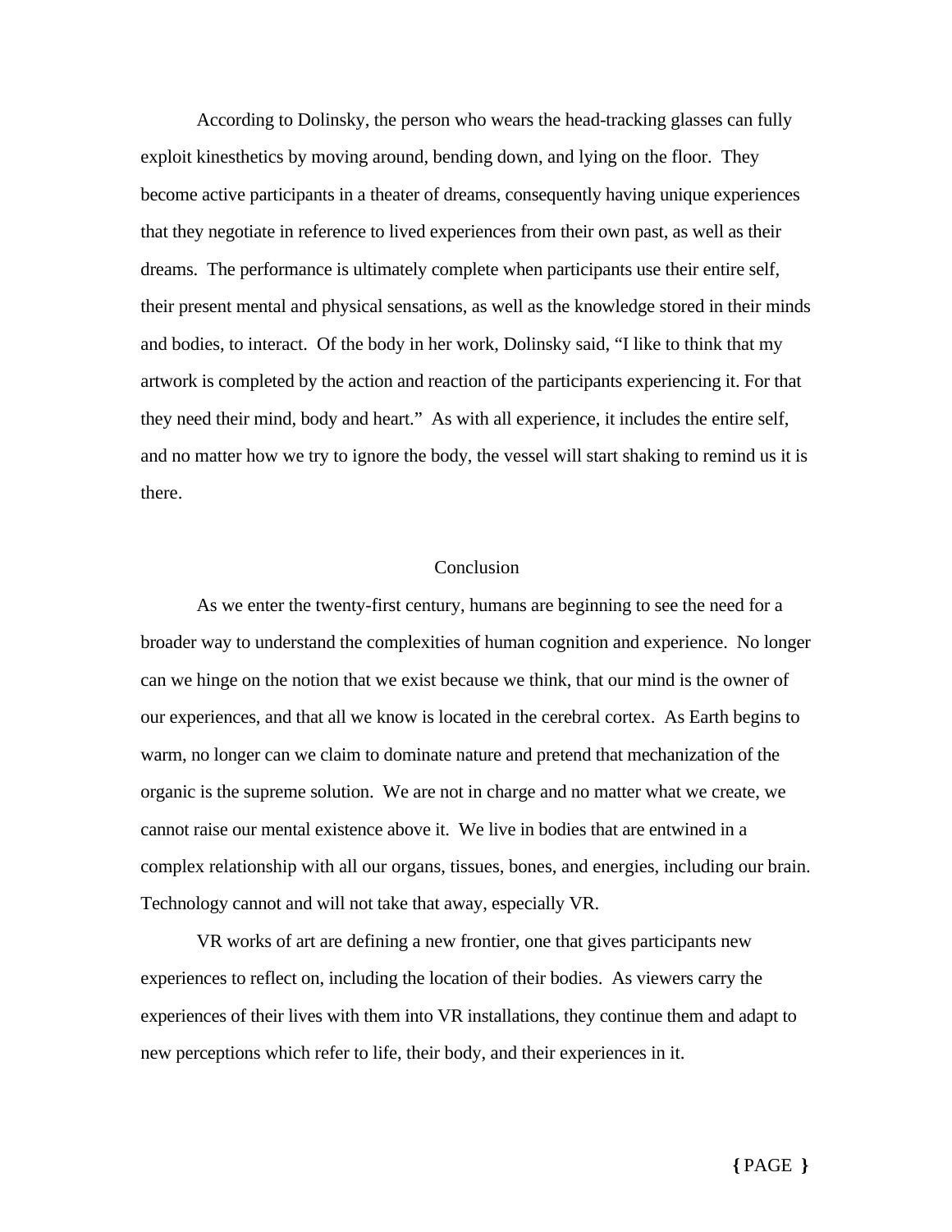According to Dolinsky, the person who wears the head-tracking glasses can fully exploit kinesthetics by moving around, bending down, and lying on the floor.  They become active participants in a theater of dreams, consequently having unique experiences that they negotiate in reference to lived experiences from their own past, as well as their dreams.  The performance is ultimately complete when participants use their entire self, their present mental and physical sensations, as well as the knowledge stored in their minds and bodies, to interact.  Of the body in her work, Dolinsky said, "I like to think that my artwork is completed by the action and reaction of the participants experiencing it. For that they need their mind, body and heart."  As with all experience, it includes the entire self, and no matter how we try to ignore the body, the vessel will start shaking to remind us it is there.

## Conclusion

As we enter the twenty-first century, humans are beginning to see the need for a broader way to understand the complexities of human cognition and experience.  No longer can we hinge on the notion that we exist because we think, that our mind is the owner of our experiences, and that all we know is located in the cerebral cortex.  As Earth begins to warm, no longer can we claim to dominate nature and pretend that mechanization of the organic is the supreme solution.  We are not in charge and no matter what we create, we cannot raise our mental existence above it.  We live in bodies that are entwined in a complex relationship with all our organs, tissues, bones, and energies, including our brain.  Technology cannot and will not take that away, especially VR.

VR works of art are defining a new frontier, one that gives participants new experiences to reflect on, including the location of their bodies.  As viewers carry the experiences of their lives with them into VR installations, they continue them and adapt to new perceptions which refer to life, their body, and their experiences in it.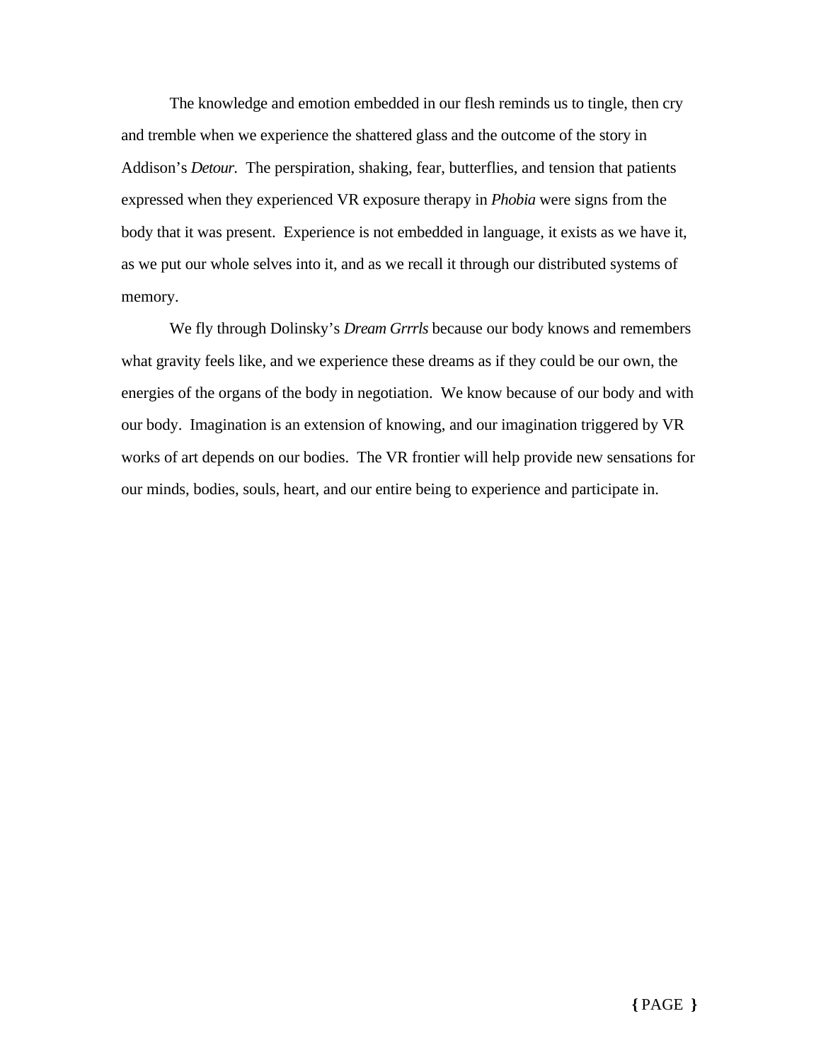The knowledge and emotion embedded in our flesh reminds us to tingle, then cry and tremble when we experience the shattered glass and the outcome of the story in Addison's *Detour.* The perspiration, shaking, fear, butterflies, and tension that patients expressed when they experienced VR exposure therapy in *Phobia* were signs from the body that it was present. Experience is not embedded in language, it exists as we have it, as we put our whole selves into it, and as we recall it through our distributed systems of memory.

We fly through Dolinsky's *Dream Grrrls* because our body knows and remembers what gravity feels like, and we experience these dreams as if they could be our own, the energies of the organs of the body in negotiation. We know because of our body and with our body. Imagination is an extension of knowing, and our imagination triggered by VR works of art depends on our bodies. The VR frontier will help provide new sensations for our minds, bodies, souls, heart, and our entire being to experience and participate in.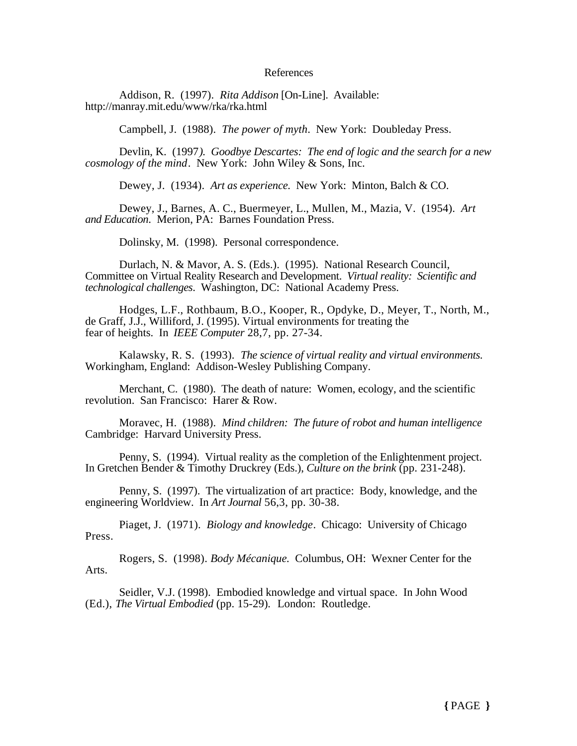# References

Addison, R. (1997). *Rita Addison* [On-Line]. Available: http://manray.mit.edu/www/rka/rka.html

Campbell, J. (1988). *The power of myth*. New York: Doubleday Press.

Devlin, K. (1997). *Goodbye Descartes: The end of logic and the search for a new cosmology of the mind*. New York: John Wiley & Sons, Inc.

Dewey, J. (1934). *Art as experience.* New York: Minton, Balch & CO.

Dewey, J., Barnes, A. C., Buermeyer, L., Mullen, M., Mazia, V. (1954). *Art and Education.* Merion, PA: Barnes Foundation Press.

Dolinsky, M. (1998). Personal correspondence.

Durlach, N. & Mavor, A. S. (Eds.). (1995). National Research Council, Committee on Virtual Reality Research and Development. *Virtual reality: Scientific and technological challenges.* Washington, DC: National Academy Press.

Hodges, L.F., Rothbaum, B.O., Kooper, R., Opdyke, D., Meyer, T., North, M., de Graff, J.J., Williford, J. (1995). Virtual environments for treating the fear of heights. In *IEEE Computer* 28,7, pp. 27-34.

Kalawsky, R. S. (1993). *The science of virtual reality and virtual environments.* Workingham, England: Addison-Wesley Publishing Company.

Merchant, C. (1980). The death of nature: Women, ecology, and the scientific revolution. San Francisco: Harer & Row.

Moravec, H. (1988). *Mind children: The future of robot and human intelligence* Cambridge: Harvard University Press.

Penny, S. (1994). Virtual reality as the completion of the Enlightenment project. In Gretchen Bender & Timothy Druckrey (Eds.), *Culture on the brink* (pp. 231-248).

Penny, S. (1997). The virtualization of art practice: Body, knowledge, and the engineering Worldview. In *Art Journal* 56,3, pp. 30-38.

Piaget, J. (1971). *Biology and knowledge*. Chicago: University of Chicago Press.

Rogers, S. (1998). *Body Mécanique.* Columbus, OH: Wexner Center for the Arts.

Seidler, V.J. (1998). Embodied knowledge and virtual space. In John Wood (Ed.), *The Virtual Embodied* (pp. 15-29). London: Routledge.